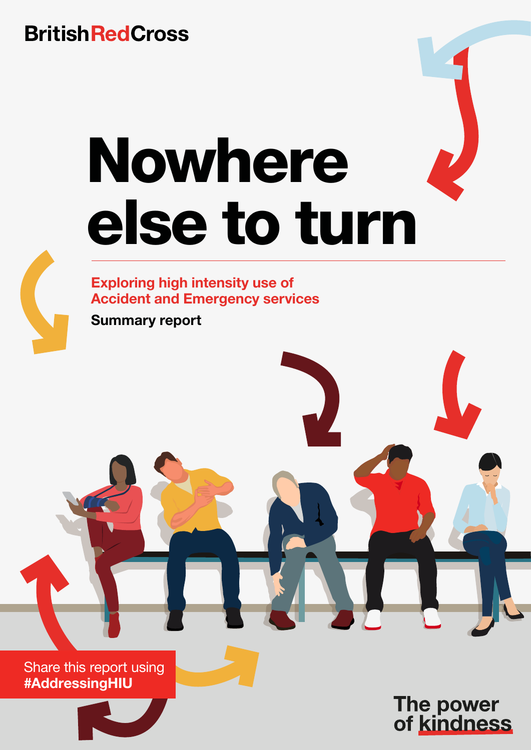British Red Cross

# Nowhere else to turn

## Exploring high intensity use of Accident and Emergency services

**Summary report**

Share this report using **#AddressingHIU**

The power of kindness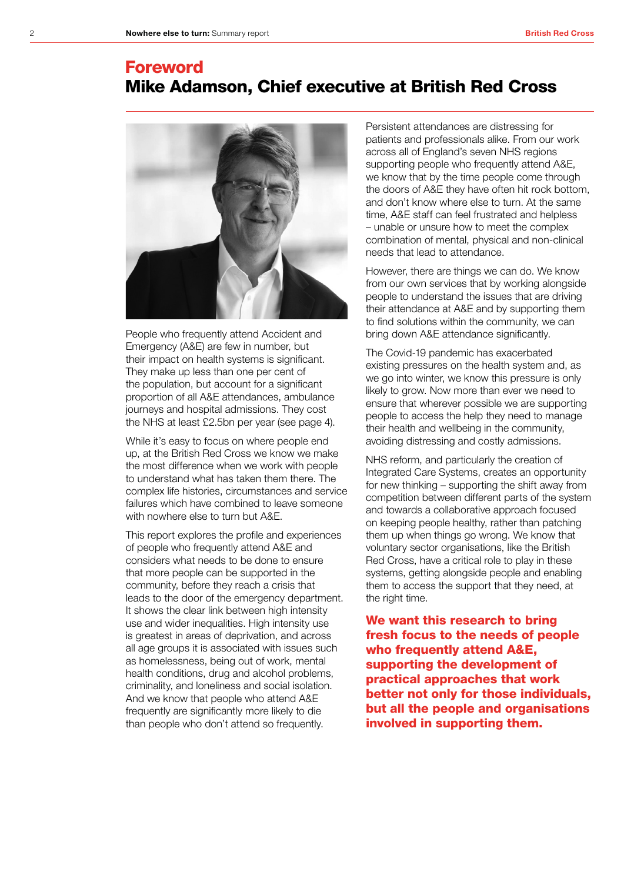# Foreword

## Mike Adamson, Chief executive at British Red Cross

People who frequently attend Accident and Emergency (A&E) are few in number, but their impact on health systems is significant. They make up less than one per cent of the population, but account for a significant proportion of all A&E attendances, ambulance journeys and hospital admissions. They cost the NHS at least £2.5bn per year (see page 4).

While it's easy to focus on where people end up, at the British Red Cross we know we make the most difference when we work with people to understand what has taken them there. The complex life histories, circumstances and service failures which have combined to leave someone with nowhere else to turn but A&E.

This report explores the profile and experiences of people who frequently attend A&E and considers what needs to be done to ensure that more people can be supported in the community, before they reach a crisis that leads to the door of the emergency department. It shows the clear link between high intensity use and wider inequalities. High intensity use is greatest in areas of deprivation, and across all age groups it is associated with issues such as homelessness, being out of work, mental health conditions, drug and alcohol problems, criminality, and loneliness and social isolation. And we know that people who attend A&E frequently are significantly more likely to die than people who don't attend so frequently.

Persistent attendances are distressing for patients and professionals alike. From our work across all of England's seven NHS regions supporting people who frequently attend A&E, we know that by the time people come through the doors of A&E they have often hit rock bottom, and don't know where else to turn. At the same time, A&E staff can feel frustrated and helpless – unable or unsure how to meet the complex combination of mental, physical and non-clinical needs that lead to attendance.

However, there are things we can do. We know from our own services that by working alongside people to understand the issues that are driving their attendance at A&E and by supporting them to find solutions within the community, we can bring down A&E attendance significantly.

The Covid-19 pandemic has exacerbated existing pressures on the health system and, as we go into winter, we know this pressure is only likely to grow. Now more than ever we need to ensure that wherever possible we are supporting people to access the help they need to manage their health and wellbeing in the community, avoiding distressing and costly admissions.

NHS reform, and particularly the creation of Integrated Care Systems, creates an opportunity for new thinking – supporting the shift away from competition between different parts of the system and towards a collaborative approach focused on keeping people healthy, rather than patching them up when things go wrong. We know that voluntary sector organisations, like the British Red Cross, have a critical role to play in these systems, getting alongside people and enabling them to access the support that they need, at the right time.

**We want this research to bring fresh focus to the needs of people who frequently attend A&E, supporting the development of practical approaches that work better not only for those individuals, but all the people and organisations involved in supporting them.**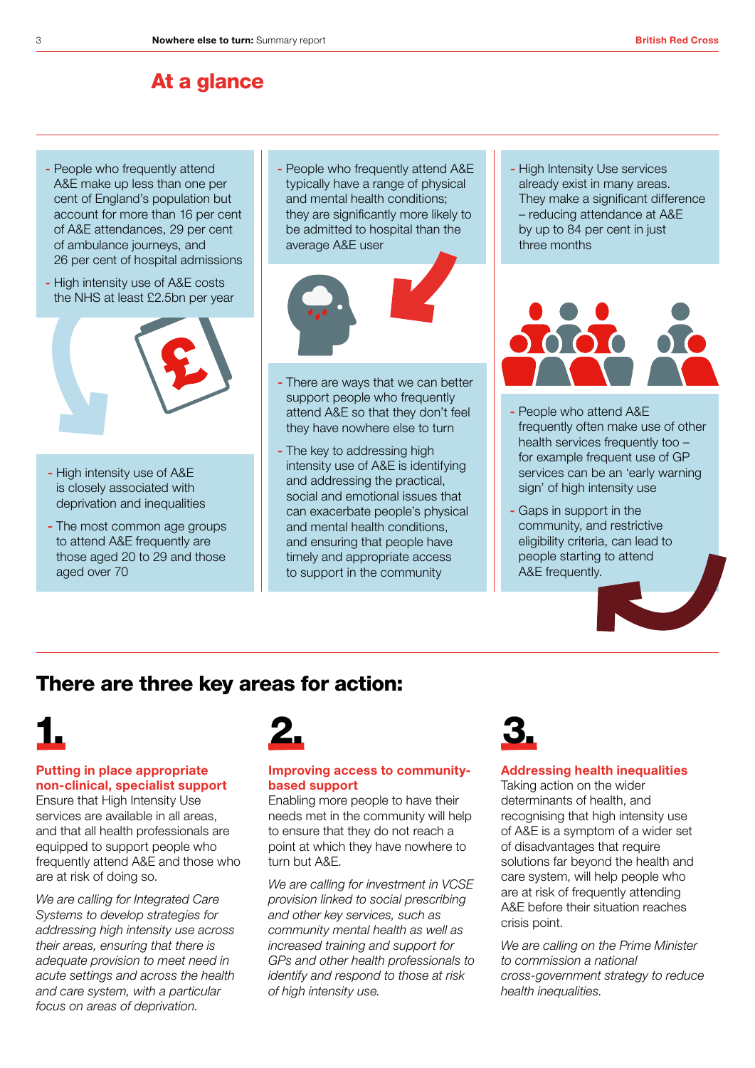## At a glance

- People who frequently attend A&E make up less than one per cent of England's population but account for more than 16 per cent of A&E attendances, 29 per cent of ambulance journeys, and 26 per cent of hospital admissions
- High intensity use of A&E costs the NHS at least £2.5bn per year

- High intensity use of A&E is closely associated with deprivation and inequalities
- The most common age groups to attend A&E frequently are those aged 20 to 29 and those aged over 70

- People who frequently attend A&E typically have a range of physical and mental health conditions; they are significantly more likely to be admitted to hospital than the average A&E user

- There are ways that we can better support people who frequently attend A&E so that they don't feel they have nowhere else to turn
- The key to addressing high intensity use of A&E is identifying and addressing the practical, social and emotional issues that can exacerbate people's physical and mental health conditions, and ensuring that people have timely and appropriate access to support in the community

- High Intensity Use services already exist in many areas. They make a significant difference – reducing attendance at A&E by up to 84 per cent in just three months

- People who attend A&E frequently often make use of other health services frequently too – for example frequent use of GP services can be an 'early warning sign' of high intensity use
- Gaps in support in the community, and restrictive eligibility criteria, can lead to people starting to attend A&E frequently.

## There are three key areas for action:

### 1.

**Putting in place appropriate non-clinical, specialist support**

Ensure that High Intensity Use services are available in all areas, and that all health professionals are equipped to support people who frequently attend A&E and those who are at risk of doing so.

*We are calling for Integrated Care Systems to develop strategies for addressing high intensity use across their areas, ensuring that there is adequate provision to meet need in acute settings and across the health and care system, with a particular focus on areas of deprivation.*

### 2.

**Improving access to community-based support**

Enabling more people to have their needs met in the community will help to ensure that they do not reach a point at which they have nowhere to turn but A&E.

*We are calling for investment in VCSE provision linked to social prescribing and other key services, such as community mental health as well as increased training and support for GPs and other health professionals to identify and respond to those at risk of high intensity use.*

### 3.

**Addressing health inequalities**

Taking action on the wider determinants of health, and recognising that high intensity use of A&E is a symptom of a wider set of disadvantages that require solutions far beyond the health and care system, will help people who are at risk of frequently attending A&E before their situation reaches crisis point.

*We are calling on the Prime Minister to commission a national cross-government strategy to reduce health inequalities.*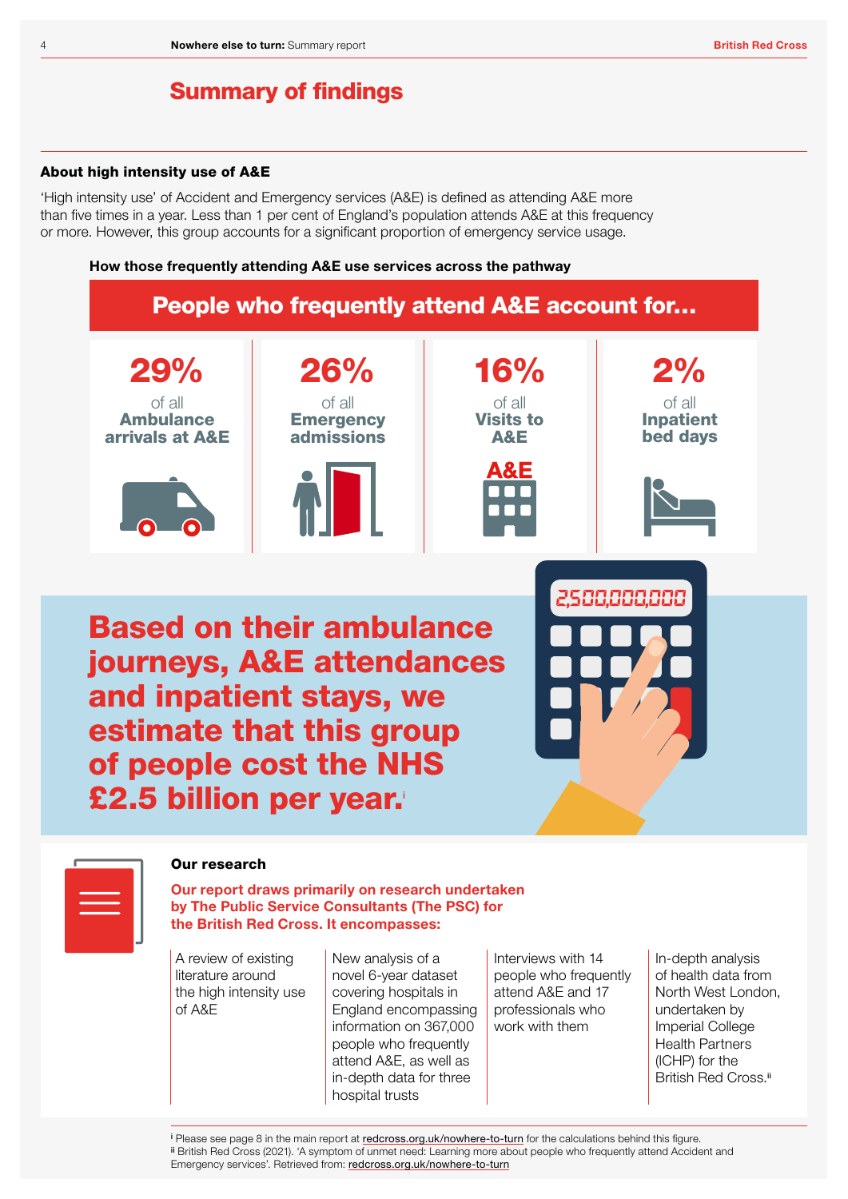# Summary of findings

### About high intensity use of A&E

'High intensity use' of Accident and Emergency services (A&E) is defined as attending A&E more than five times in a year. Less than 1 per cent of England's population attends A&E at this frequency or more. However, this group accounts for a significant proportion of emergency service usage.

**How those frequently attending A&E use services across the pathway**

## People who frequently attend A&E account for…

**29%** of all **Ambulance arrivals at A&E**

**26%** of all **Emergency admissions**

**16%** of all **Visits to A&E**

**2%** of all **Inpatient bed days**

**Based on their ambulance journeys, A&E attendances and inpatient stays, we estimate that this group of people cost the NHS £2.5 billion per year.**[i]

### Our research

**Our report draws primarily on research undertaken by The Public Service Consultants (The PSC) for the British Red Cross. It encompasses:**

- A review of existing literature around the high intensity use of A&E
- New analysis of a novel 6-year dataset covering hospitals in England encompassing information on 367,000 people who frequently attend A&E, as well as in-depth data for three hospital trusts
- Interviews with 14 people who frequently attend A&E and 17 professionals who work with them
- In-depth analysis of health data from North West London, undertaken by Imperial College Health Partners (ICHP) for the British Red Cross.[ii]

[i] Please see page 8 in the main report at redcross.org.uk/nowhere-to-turn for the calculations behind this figure.
[ii] British Red Cross (2021). 'A symptom of unmet need: Learning more about people who frequently attend Accident and Emergency services'. Retrieved from: redcross.org.uk/nowhere-to-turn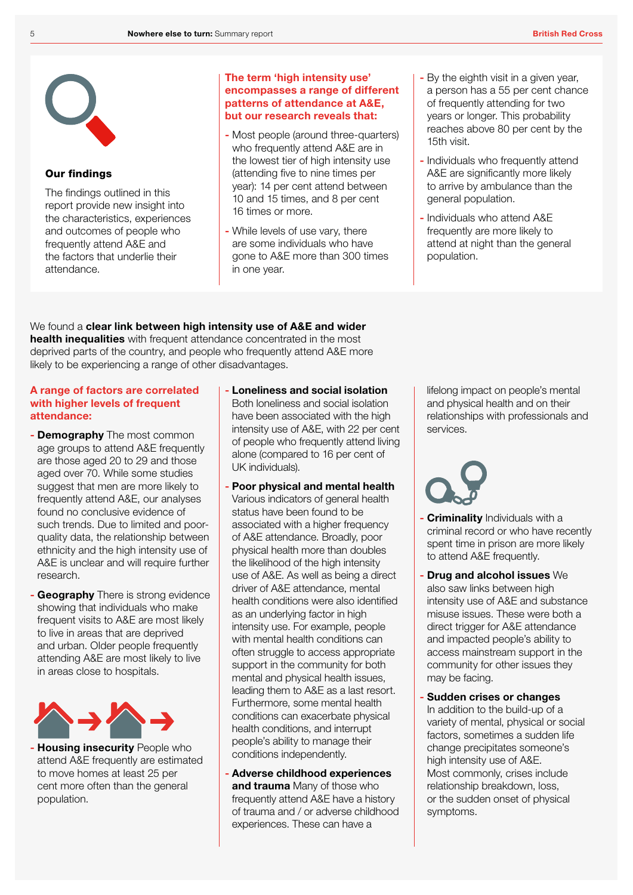## Our findings

The findings outlined in this report provide new insight into the characteristics, experiences and outcomes of people who frequently attend A&E and the factors that underlie their attendance.

**The term 'high intensity use' encompasses a range of different patterns of attendance at A&E, but our research reveals that:**

- Most people (around three-quarters) who frequently attend A&E are in the lowest tier of high intensity use (attending five to nine times per year): 14 per cent attend between 10 and 15 times, and 8 per cent 16 times or more.
- While levels of use vary, there are some individuals who have gone to A&E more than 300 times in one year.
- By the eighth visit in a given year, a person has a 55 per cent chance of frequently attending for two years or longer. This probability reaches above 80 per cent by the 15th visit.
- Individuals who frequently attend A&E are significantly more likely to arrive by ambulance than the general population.
- Individuals who attend A&E frequently are more likely to attend at night than the general population.

We found a **clear link between high intensity use of A&E and wider health inequalities** with frequent attendance concentrated in the most deprived parts of the country, and people who frequently attend A&E more likely to be experiencing a range of other disadvantages.

**A range of factors are correlated with higher levels of frequent attendance:**

- **Demography** The most common age groups to attend A&E frequently are those aged 20 to 29 and those aged over 70. While some studies suggest that men are more likely to frequently attend A&E, our analyses found no conclusive evidence of such trends. Due to limited and poor-quality data, the relationship between ethnicity and the high intensity use of A&E is unclear and will require further research.
- **Geography** There is strong evidence showing that individuals who make frequent visits to A&E are most likely to live in areas that are deprived and urban. Older people frequently attending A&E are most likely to live in areas close to hospitals.
- **Housing insecurity** People who attend A&E frequently are estimated to move homes at least 25 per cent more often than the general population.
- **Loneliness and social isolation** Both loneliness and social isolation have been associated with the high intensity use of A&E, with 22 per cent of people who frequently attend living alone (compared to 16 per cent of UK individuals).
- **Poor physical and mental health** Various indicators of general health status have been found to be associated with a higher frequency of A&E attendance. Broadly, poor physical health more than doubles the likelihood of the high intensity use of A&E. As well as being a direct driver of A&E attendance, mental health conditions were also identified as an underlying factor in high intensity use. For example, people with mental health conditions can often struggle to access appropriate support in the community for both mental and physical health issues, leading them to A&E as a last resort. Furthermore, some mental health conditions can exacerbate physical health conditions, and interrupt people's ability to manage their conditions independently.
- **Adverse childhood experiences and trauma** Many of those who frequently attend A&E have a history of trauma and / or adverse childhood experiences. These can have a lifelong impact on people's mental and physical health and on their relationships with professionals and services.
- **Criminality** Individuals with a criminal record or who have recently spent time in prison are more likely to attend A&E frequently.
- **Drug and alcohol issues** We also saw links between high intensity use of A&E and substance misuse issues. These were both a direct trigger for A&E attendance and impacted people's ability to access mainstream support in the community for other issues they may be facing.
- **Sudden crises or changes** In addition to the build-up of a variety of mental, physical or social factors, sometimes a sudden life change precipitates someone's high intensity use of A&E. Most commonly, crises include relationship breakdown, loss, or the sudden onset of physical symptoms.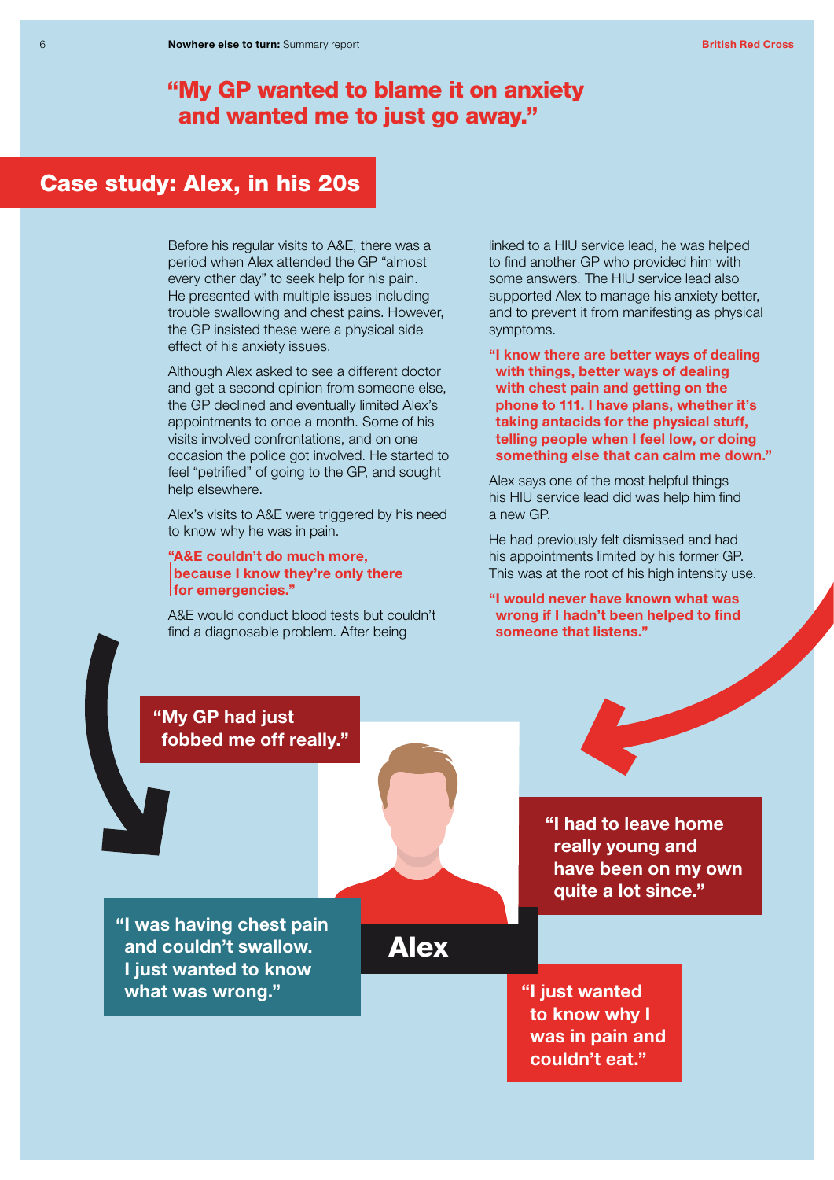> **"My GP wanted to blame it on anxiety and wanted me to just go away."**

## Case study: Alex, in his 20s

Before his regular visits to A&E, there was a period when Alex attended the GP "almost every other day" to seek help for his pain. He presented with multiple issues including trouble swallowing and chest pains. However, the GP insisted these were a physical side effect of his anxiety issues.

Although Alex asked to see a different doctor and get a second opinion from someone else, the GP declined and eventually limited Alex's appointments to once a month. Some of his visits involved confrontations, and on one occasion the police got involved. He started to feel "petrified" of going to the GP, and sought help elsewhere.

Alex's visits to A&E were triggered by his need to know why he was in pain.

> **"A&E couldn't do much more, because I know they're only there for emergencies."**

A&E would conduct blood tests but couldn't find a diagnosable problem. After being linked to a HIU service lead, he was helped to find another GP who provided him with some answers. The HIU service lead also supported Alex to manage his anxiety better, and to prevent it from manifesting as physical symptoms.

> **"I know there are better ways of dealing with things, better ways of dealing with chest pain and getting on the phone to 111. I have plans, whether it's taking antacids for the physical stuff, telling people when I feel low, or doing something else that can calm me down."**

Alex says one of the most helpful things his HIU service lead did was help him find a new GP.

He had previously felt dismissed and had his appointments limited by his former GP. This was at the root of his high intensity use.

> **"I would never have known what was wrong if I hadn't been helped to find someone that listens."**

**"My GP had just fobbed me off really."**

**"I was having chest pain and couldn't swallow. I just wanted to know what was wrong."**

**Alex**

**"I had to leave home really young and have been on my own quite a lot since."**

**"I just wanted to know why I was in pain and couldn't eat."**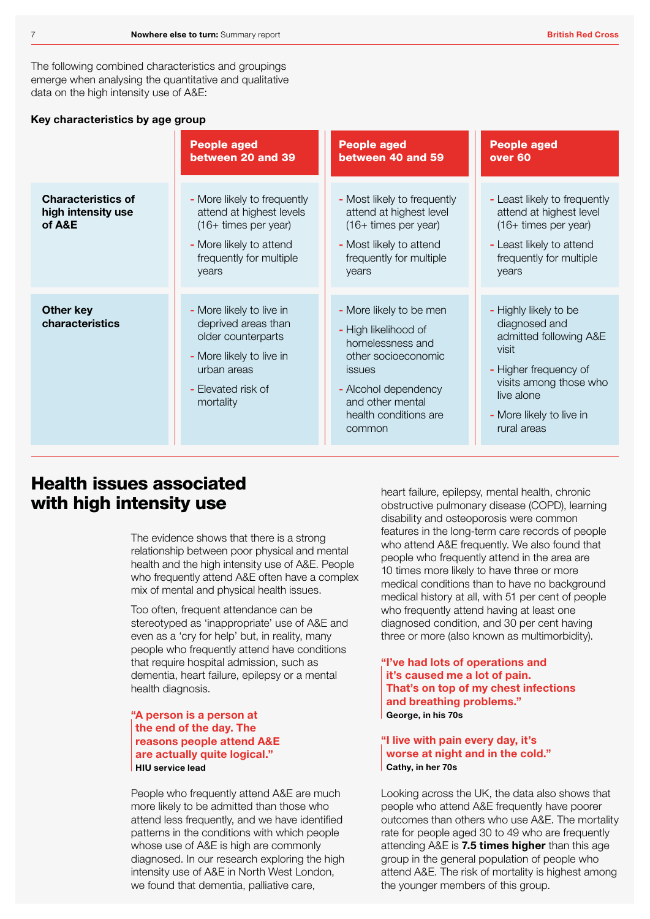The following combined characteristics and groupings emerge when analysing the quantitative and qualitative data on the high intensity use of A&E:

**Key characteristics by age group**

| | People aged between 20 and 39 | People aged between 40 and 59 | People aged over 60 |
|---|---|---|---|
| **Characteristics of high intensity use of A&E** | - More likely to frequently attend at highest levels (16+ times per year)<br>- More likely to attend frequently for multiple years | - Most likely to frequently attend at highest level (16+ times per year)<br>- Most likely to attend frequently for multiple years | - Least likely to frequently attend at highest level (16+ times per year)<br>- Least likely to attend frequently for multiple years |
| **Other key characteristics** | - More likely to live in deprived areas than older counterparts<br>- More likely to live in urban areas<br>- Elevated risk of mortality | - More likely to be men<br>- High likelihood of homelessness and other socioeconomic issues<br>- Alcohol dependency and other mental health conditions are common | - Highly likely to be diagnosed and admitted following A&E visit<br>- Higher frequency of visits among those who live alone<br>- More likely to live in rural areas |

## Health issues associated with high intensity use

The evidence shows that there is a strong relationship between poor physical and mental health and the high intensity use of A&E. People who frequently attend A&E often have a complex mix of mental and physical health issues.

Too often, frequent attendance can be stereotyped as 'inappropriate' use of A&E and even as a 'cry for help' but, in reality, many people who frequently attend have conditions that require hospital admission, such as dementia, heart failure, epilepsy or a mental health diagnosis.

> **"A person is a person at the end of the day. The reasons people attend A&E are actually quite logical."**
> **HIU service lead**

People who frequently attend A&E are much more likely to be admitted than those who attend less frequently, and we have identified patterns in the conditions with which people whose use of A&E is high are commonly diagnosed. In our research exploring the high intensity use of A&E in North West London, we found that dementia, palliative care, heart failure, epilepsy, mental health, chronic obstructive pulmonary disease (COPD), learning disability and osteoporosis were common features in the long-term care records of people who attend A&E frequently. We also found that people who frequently attend in the area are 10 times more likely to have three or more medical conditions than to have no background medical history at all, with 51 per cent of people who frequently attend having at least one diagnosed condition, and 30 per cent having three or more (also known as multimorbidity).

> **"I've had lots of operations and it's caused me a lot of pain. That's on top of my chest infections and breathing problems."**
> **George, in his 70s**

> **"I live with pain every day, it's worse at night and in the cold."**
> **Cathy, in her 70s**

Looking across the UK, the data also shows that people who attend A&E frequently have poorer outcomes than others who use A&E. The mortality rate for people aged 30 to 49 who are frequently attending A&E is **7.5 times higher** than this age group in the general population of people who attend A&E. The risk of mortality is highest among the younger members of this group.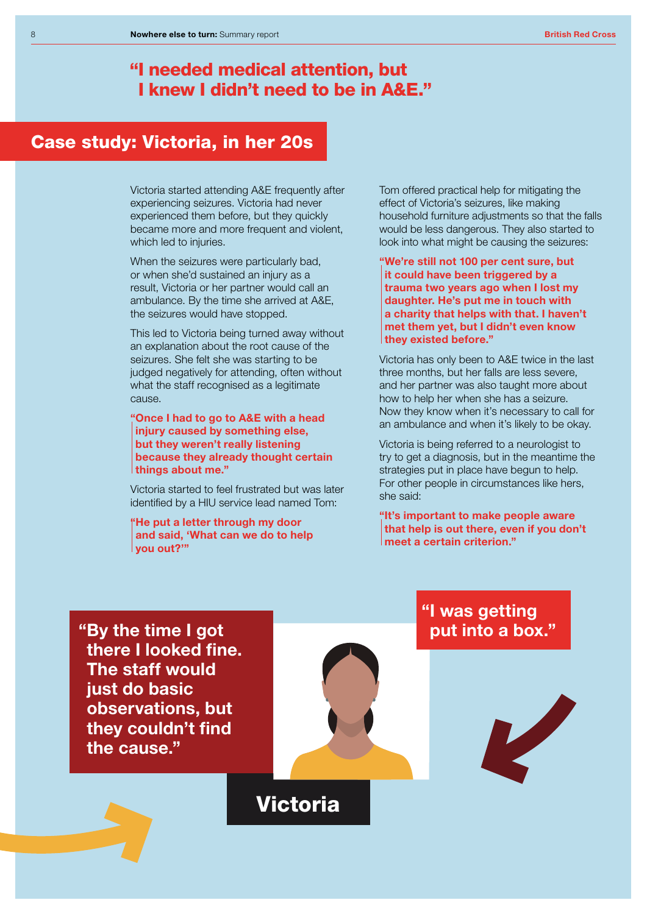## "I needed medical attention, but I knew I didn't need to be in A&E."

# Case study: Victoria, in her 20s

Victoria started attending A&E frequently after experiencing seizures. Victoria had never experienced them before, but they quickly became more and more frequent and violent, which led to injuries.

When the seizures were particularly bad, or when she'd sustained an injury as a result, Victoria or her partner would call an ambulance. By the time she arrived at A&E, the seizures would have stopped.

This led to Victoria being turned away without an explanation about the root cause of the seizures. She felt she was starting to be judged negatively for attending, often without what the staff recognised as a legitimate cause.

> **"Once I had to go to A&E with a head injury caused by something else, but they weren't really listening because they already thought certain things about me."**

Victoria started to feel frustrated but was later identified by a HIU service lead named Tom:

> **"He put a letter through my door and said, 'What can we do to help you out?'"**

Tom offered practical help for mitigating the effect of Victoria's seizures, like making household furniture adjustments so that the falls would be less dangerous. They also started to look into what might be causing the seizures:

> **"We're still not 100 per cent sure, but it could have been triggered by a trauma two years ago when I lost my daughter. He's put me in touch with a charity that helps with that. I haven't met them yet, but I didn't even know they existed before."**

Victoria has only been to A&E twice in the last three months, but her falls are less severe, and her partner was also taught more about how to help her when she has a seizure. Now they know when it's necessary to call for an ambulance and when it's likely to be okay.

Victoria is being referred to a neurologist to try to get a diagnosis, but in the meantime the strategies put in place have begun to help. For other people in circumstances like hers, she said:

> **"It's important to make people aware that help is out there, even if you don't meet a certain criterion."**

**"By the time I got there I looked fine. The staff would just do basic observations, but they couldn't find the cause."**

**"I was getting put into a box."**

**Victoria**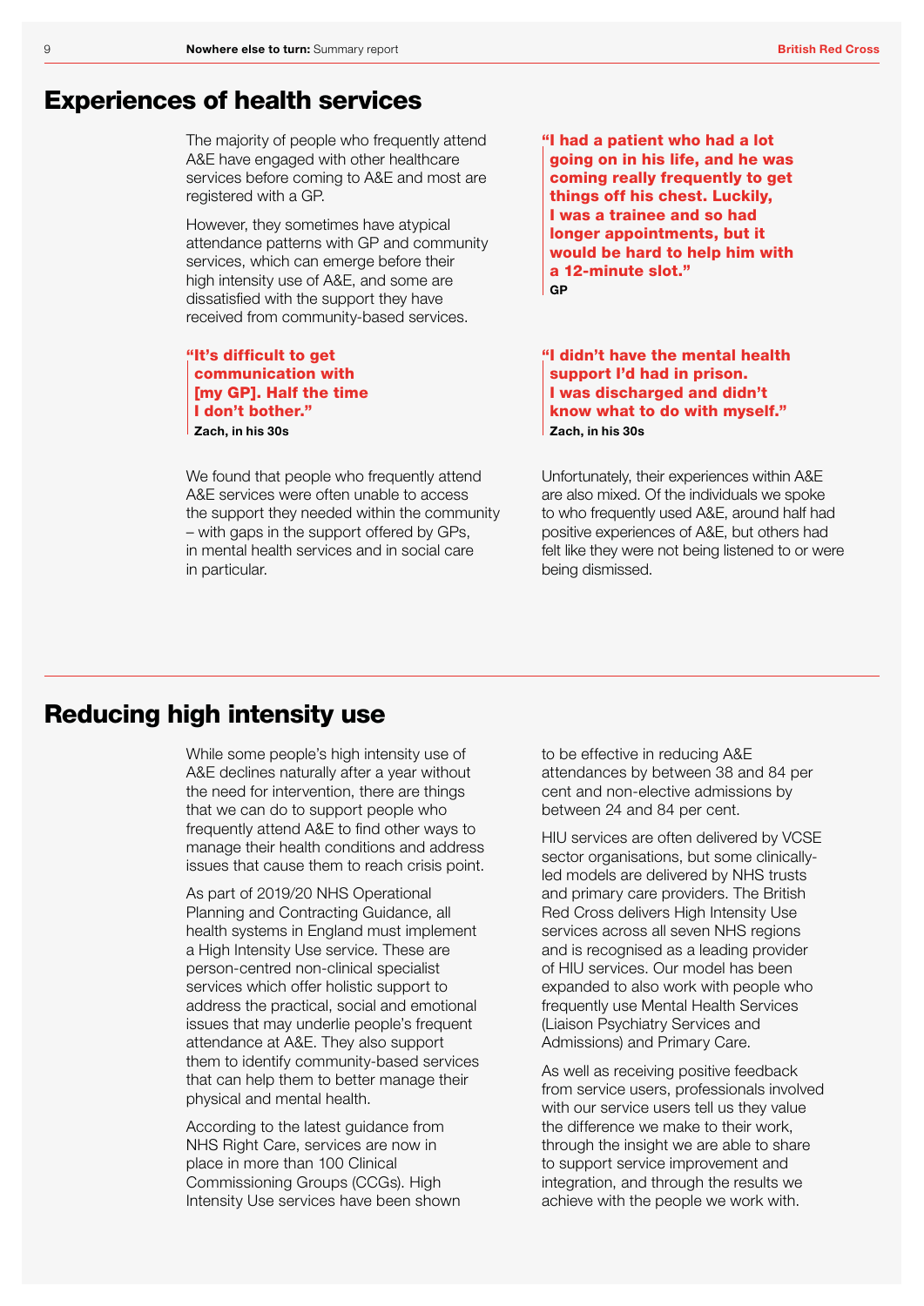## Experiences of health services

The majority of people who frequently attend A&E have engaged with other healthcare services before coming to A&E and most are registered with a GP.

However, they sometimes have atypical attendance patterns with GP and community services, which can emerge before their high intensity use of A&E, and some are dissatisfied with the support they have received from community-based services.

> **"It's difficult to get communication with [my GP]. Half the time I don't bother."**
> **Zach, in his 30s**

We found that people who frequently attend A&E services were often unable to access the support they needed within the community – with gaps in the support offered by GPs, in mental health services and in social care in particular.

> **"I had a patient who had a lot going on in his life, and he was coming really frequently to get things off his chest. Luckily, I was a trainee and so had longer appointments, but it would be hard to help him with a 12-minute slot."**
> **GP**

> **"I didn't have the mental health support I'd had in prison. I was discharged and didn't know what to do with myself."**
> **Zach, in his 30s**

Unfortunately, their experiences within A&E are also mixed. Of the individuals we spoke to who frequently used A&E, around half had positive experiences of A&E, but others had felt like they were not being listened to or were being dismissed.

## Reducing high intensity use

While some people's high intensity use of A&E declines naturally after a year without the need for intervention, there are things that we can do to support people who frequently attend A&E to find other ways to manage their health conditions and address issues that cause them to reach crisis point.

As part of 2019/20 NHS Operational Planning and Contracting Guidance, all health systems in England must implement a High Intensity Use service. These are person-centred non-clinical specialist services which offer holistic support to address the practical, social and emotional issues that may underlie people's frequent attendance at A&E. They also support them to identify community-based services that can help them to better manage their physical and mental health.

According to the latest guidance from NHS Right Care, services are now in place in more than 100 Clinical Commissioning Groups (CCGs). High Intensity Use services have been shown to be effective in reducing A&E attendances by between 38 and 84 per cent and non-elective admissions by between 24 and 84 per cent.

HIU services are often delivered by VCSE sector organisations, but some clinically-led models are delivered by NHS trusts and primary care providers. The British Red Cross delivers High Intensity Use services across all seven NHS regions and is recognised as a leading provider of HIU services. Our model has been expanded to also work with people who frequently use Mental Health Services (Liaison Psychiatry Services and Admissions) and Primary Care.

As well as receiving positive feedback from service users, professionals involved with our service users tell us they value the difference we make to their work, through the insight we are able to share to support service improvement and integration, and through the results we achieve with the people we work with.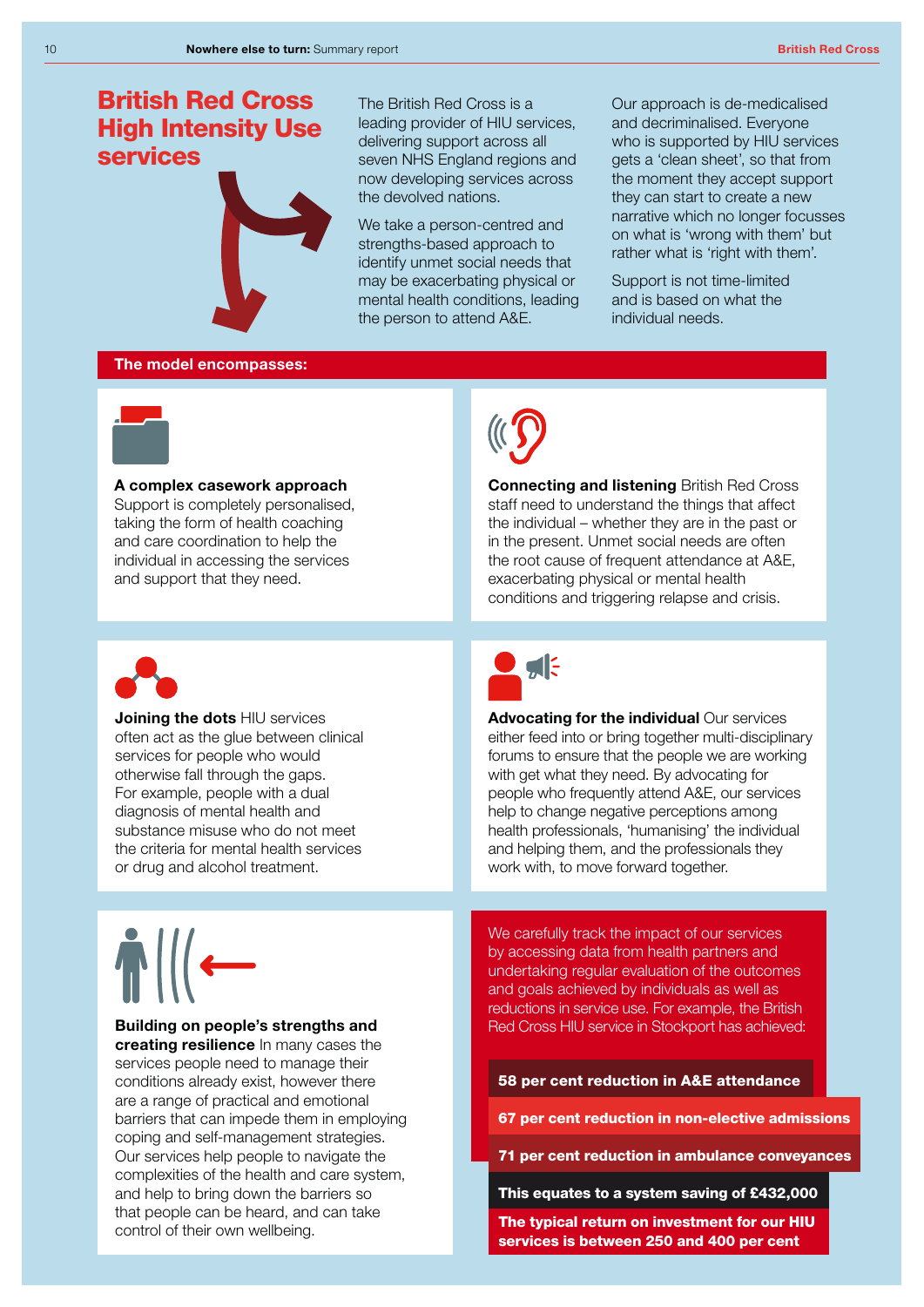# British Red Cross High Intensity Use services

The British Red Cross is a leading provider of HIU services, delivering support across all seven NHS England regions and now developing services across the devolved nations.

We take a person-centred and strengths-based approach to identify unmet social needs that may be exacerbating physical or mental health conditions, leading the person to attend A&E.

Our approach is de-medicalised and decriminalised. Everyone who is supported by HIU services gets a 'clean sheet', so that from the moment they accept support they can start to create a new narrative which no longer focusses on what is 'wrong with them' but rather what is 'right with them'.

Support is not time-limited and is based on what the individual needs.

## The model encompasses:

**A complex casework approach** Support is completely personalised, taking the form of health coaching and care coordination to help the individual in accessing the services and support that they need.

**Connecting and listening** British Red Cross staff need to understand the things that affect the individual – whether they are in the past or in the present. Unmet social needs are often the root cause of frequent attendance at A&E, exacerbating physical or mental health conditions and triggering relapse and crisis.

**Joining the dots** HIU services often act as the glue between clinical services for people who would otherwise fall through the gaps. For example, people with a dual diagnosis of mental health and substance misuse who do not meet the criteria for mental health services or drug and alcohol treatment.

**Advocating for the individual** Our services either feed into or bring together multi-disciplinary forums to ensure that the people we are working with get what they need. By advocating for people who frequently attend A&E, our services help to change negative perceptions among health professionals, 'humanising' the individual and helping them, and the professionals they work with, to move forward together.

**Building on people's strengths and creating resilience** In many cases the services people need to manage their conditions already exist, however there are a range of practical and emotional barriers that can impede them in employing coping and self-management strategies. Our services help people to navigate the complexities of the health and care system, and help to bring down the barriers so that people can be heard, and can take control of their own wellbeing.

We carefully track the impact of our services by accessing data from health partners and undertaking regular evaluation of the outcomes and goals achieved by individuals as well as reductions in service use. For example, the British Red Cross HIU service in Stockport has achieved:

- **58 per cent reduction in A&E attendance**
- **67 per cent reduction in non-elective admissions**
- **71 per cent reduction in ambulance conveyances**

**This equates to a system saving of £432,000**

**The typical return on investment for our HIU services is between 250 and 400 per cent**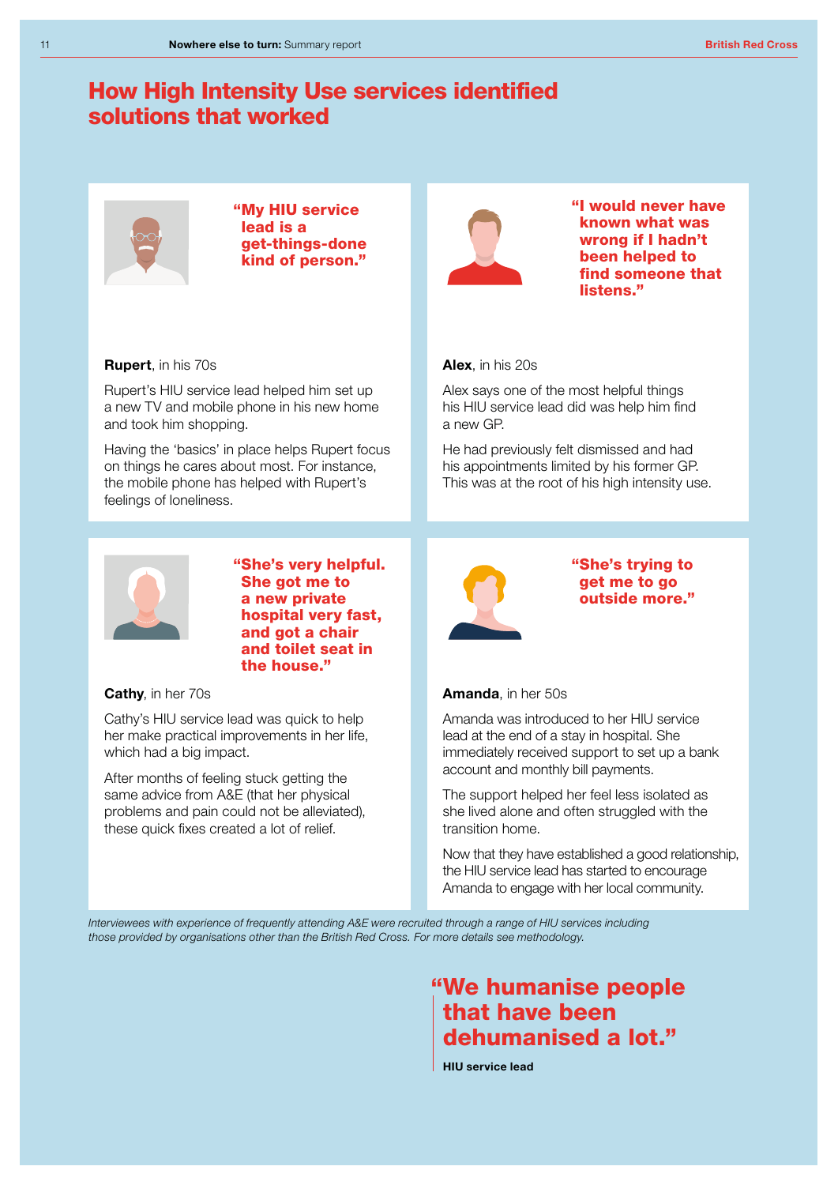# How High Intensity Use services identified solutions that worked

**"My HIU service lead is a get-things-done kind of person."**

**Rupert**, in his 70s

Rupert's HIU service lead helped him set up a new TV and mobile phone in his new home and took him shopping.

Having the 'basics' in place helps Rupert focus on things he cares about most. For instance, the mobile phone has helped with Rupert's feelings of loneliness.

**"I would never have known what was wrong if I hadn't been helped to find someone that listens."**

**Alex**, in his 20s

Alex says one of the most helpful things his HIU service lead did was help him find a new GP.

He had previously felt dismissed and had his appointments limited by his former GP. This was at the root of his high intensity use.

**"She's very helpful. She got me to a new private hospital very fast, and got a chair and toilet seat in the house."**

**Cathy**, in her 70s

Cathy's HIU service lead was quick to help her make practical improvements in her life, which had a big impact.

After months of feeling stuck getting the same advice from A&E (that her physical problems and pain could not be alleviated), these quick fixes created a lot of relief.

**"She's trying to get me to go outside more."**

**Amanda**, in her 50s

Amanda was introduced to her HIU service lead at the end of a stay in hospital. She immediately received support to set up a bank account and monthly bill payments.

The support helped her feel less isolated as she lived alone and often struggled with the transition home.

Now that they have established a good relationship, the HIU service lead has started to encourage Amanda to engage with her local community.

*Interviewees with experience of frequently attending A&E were recruited through a range of HIU services including those provided by organisations other than the British Red Cross. For more details see methodology.*

> **"We humanise people that have been dehumanised a lot."**
>
> **HIU service lead**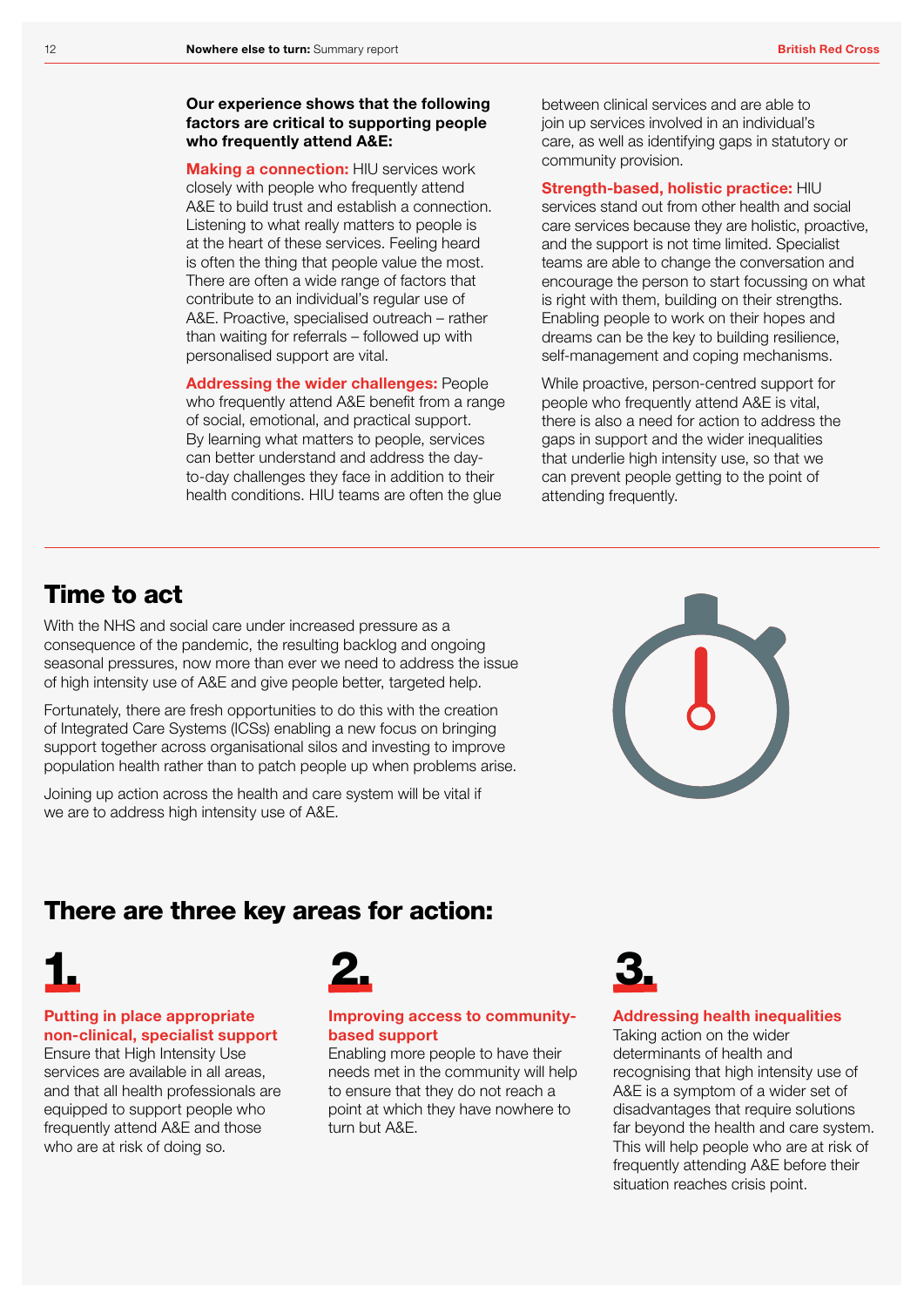**Our experience shows that the following factors are critical to supporting people who frequently attend A&E:**

**Making a connection:** HIU services work closely with people who frequently attend A&E to build trust and establish a connection. Listening to what really matters to people is at the heart of these services. Feeling heard is often the thing that people value the most. There are often a wide range of factors that contribute to an individual's regular use of A&E. Proactive, specialised outreach – rather than waiting for referrals – followed up with personalised support are vital.

**Addressing the wider challenges:** People who frequently attend A&E benefit from a range of social, emotional, and practical support. By learning what matters to people, services can better understand and address the day-to-day challenges they face in addition to their health conditions. HIU teams are often the glue between clinical services and are able to join up services involved in an individual's care, as well as identifying gaps in statutory or community provision.

**Strength-based, holistic practice:** HIU services stand out from other health and social care services because they are holistic, proactive, and the support is not time limited. Specialist teams are able to change the conversation and encourage the person to start focussing on what is right with them, building on their strengths. Enabling people to work on their hopes and dreams can be the key to building resilience, self-management and coping mechanisms.

While proactive, person-centred support for people who frequently attend A&E is vital, there is also a need for action to address the gaps in support and the wider inequalities that underlie high intensity use, so that we can prevent people getting to the point of attending frequently.

## Time to act

With the NHS and social care under increased pressure as a consequence of the pandemic, the resulting backlog and ongoing seasonal pressures, now more than ever we need to address the issue of high intensity use of A&E and give people better, targeted help.

Fortunately, there are fresh opportunities to do this with the creation of Integrated Care Systems (ICSs) enabling a new focus on bringing support together across organisational silos and investing to improve population health rather than to patch people up when problems arise.

Joining up action across the health and care system will be vital if we are to address high intensity use of A&E.

## There are three key areas for action:

### 1.

**Putting in place appropriate non-clinical, specialist support**

Ensure that High Intensity Use services are available in all areas, and that all health professionals are equipped to support people who frequently attend A&E and those who are at risk of doing so.

### 2.

**Improving access to community-based support**

Enabling more people to have their needs met in the community will help to ensure that they do not reach a point at which they have nowhere to turn but A&E.

### 3.

**Addressing health inequalities**

Taking action on the wider determinants of health and recognising that high intensity use of A&E is a symptom of a wider set of disadvantages that require solutions far beyond the health and care system. This will help people who are at risk of frequently attending A&E before their situation reaches crisis point.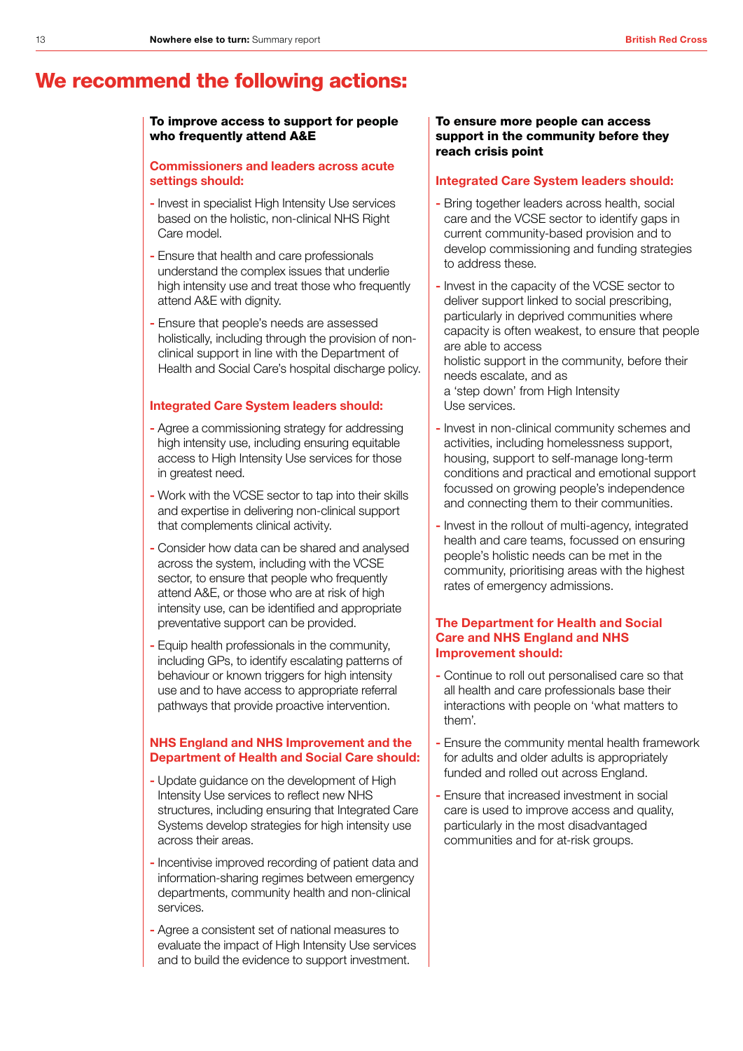# We recommend the following actions:

## To improve access to support for people who frequently attend A&E

### Commissioners and leaders across acute settings should:

- Invest in specialist High Intensity Use services based on the holistic, non-clinical NHS Right Care model.
- Ensure that health and care professionals understand the complex issues that underlie high intensity use and treat those who frequently attend A&E with dignity.
- Ensure that people's needs are assessed holistically, including through the provision of non-clinical support in line with the Department of Health and Social Care's hospital discharge policy.

### Integrated Care System leaders should:

- Agree a commissioning strategy for addressing high intensity use, including ensuring equitable access to High Intensity Use services for those in greatest need.
- Work with the VCSE sector to tap into their skills and expertise in delivering non-clinical support that complements clinical activity.
- Consider how data can be shared and analysed across the system, including with the VCSE sector, to ensure that people who frequently attend A&E, or those who are at risk of high intensity use, can be identified and appropriate preventative support can be provided.
- Equip health professionals in the community, including GPs, to identify escalating patterns of behaviour or known triggers for high intensity use and to have access to appropriate referral pathways that provide proactive intervention.

### NHS England and NHS Improvement and the Department of Health and Social Care should:

- Update guidance on the development of High Intensity Use services to reflect new NHS structures, including ensuring that Integrated Care Systems develop strategies for high intensity use across their areas.
- Incentivise improved recording of patient data and information-sharing regimes between emergency departments, community health and non-clinical services.
- Agree a consistent set of national measures to evaluate the impact of High Intensity Use services and to build the evidence to support investment.

## To ensure more people can access support in the community before they reach crisis point

### Integrated Care System leaders should:

- Bring together leaders across health, social care and the VCSE sector to identify gaps in current community-based provision and to develop commissioning and funding strategies to address these.
- Invest in the capacity of the VCSE sector to deliver support linked to social prescribing, particularly in deprived communities where capacity is often weakest, to ensure that people are able to access holistic support in the community, before their needs escalate, and as a 'step down' from High Intensity Use services.
- Invest in non-clinical community schemes and activities, including homelessness support, housing, support to self-manage long-term conditions and practical and emotional support focussed on growing people's independence and connecting them to their communities.
- Invest in the rollout of multi-agency, integrated health and care teams, focussed on ensuring people's holistic needs can be met in the community, prioritising areas with the highest rates of emergency admissions.

### The Department for Health and Social Care and NHS England and NHS Improvement should:

- Continue to roll out personalised care so that all health and care professionals base their interactions with people on 'what matters to them'.
- Ensure the community mental health framework for adults and older adults is appropriately funded and rolled out across England.
- Ensure that increased investment in social care is used to improve access and quality, particularly in the most disadvantaged communities and for at-risk groups.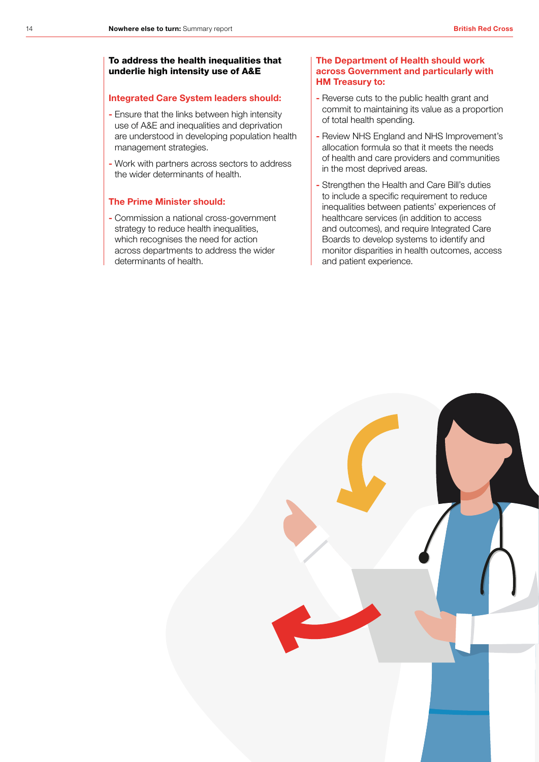### To address the health inequalities that underlie high intensity use of A&E

#### Integrated Care System leaders should:

- Ensure that the links between high intensity use of A&E and inequalities and deprivation are understood in developing population health management strategies.
- Work with partners across sectors to address the wider determinants of health.

#### The Prime Minister should:

- Commission a national cross-government strategy to reduce health inequalities, which recognises the need for action across departments to address the wider determinants of health.

#### The Department of Health should work across Government and particularly with HM Treasury to:

- Reverse cuts to the public health grant and commit to maintaining its value as a proportion of total health spending.
- Review NHS England and NHS Improvement's allocation formula so that it meets the needs of health and care providers and communities in the most deprived areas.
- Strengthen the Health and Care Bill's duties to include a specific requirement to reduce inequalities between patients' experiences of healthcare services (in addition to access and outcomes), and require Integrated Care Boards to develop systems to identify and monitor disparities in health outcomes, access and patient experience.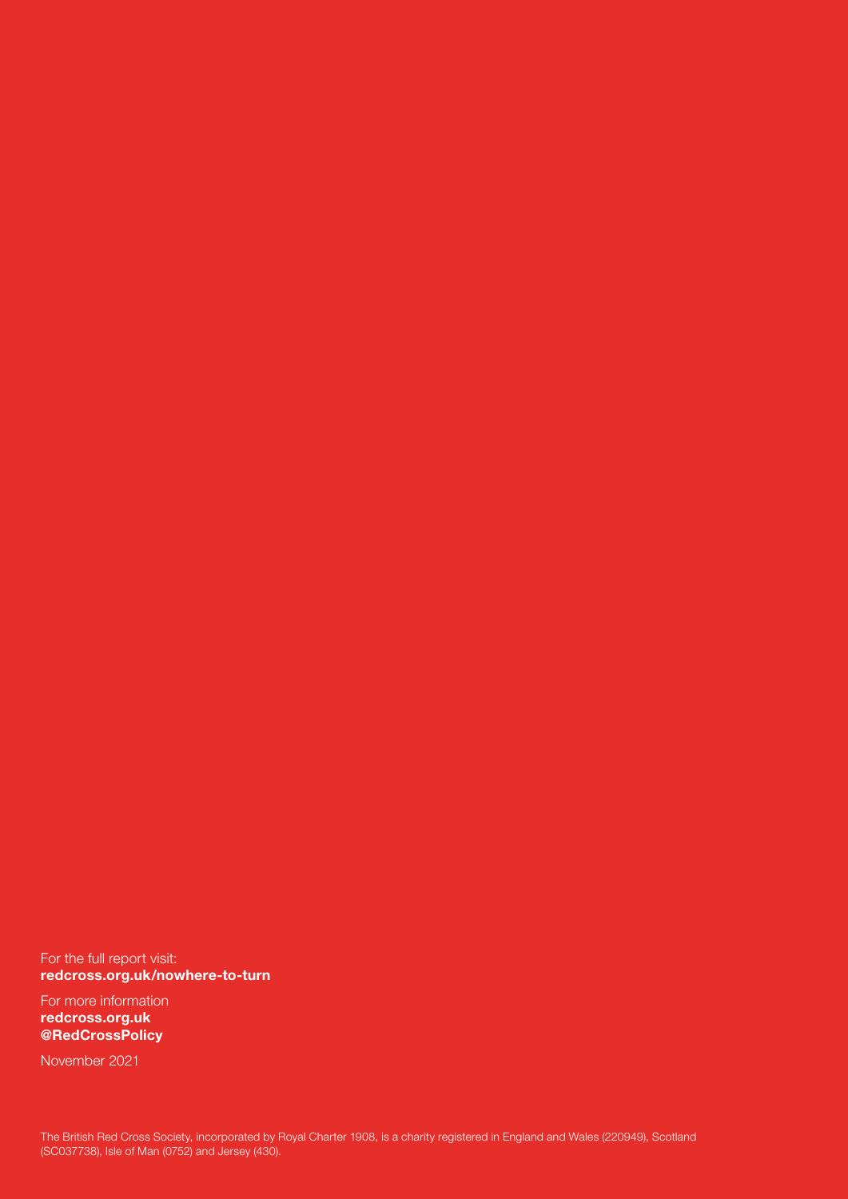For the full report visit:
**redcross.org.uk/nowhere-to-turn**

For more information
**redcross.org.uk**
**@RedCrossPolicy**

November 2021

The British Red Cross Society, incorporated by Royal Charter 1908, is a charity registered in England and Wales (220949), Scotland (SC037738), Isle of Man (0752) and Jersey (430).